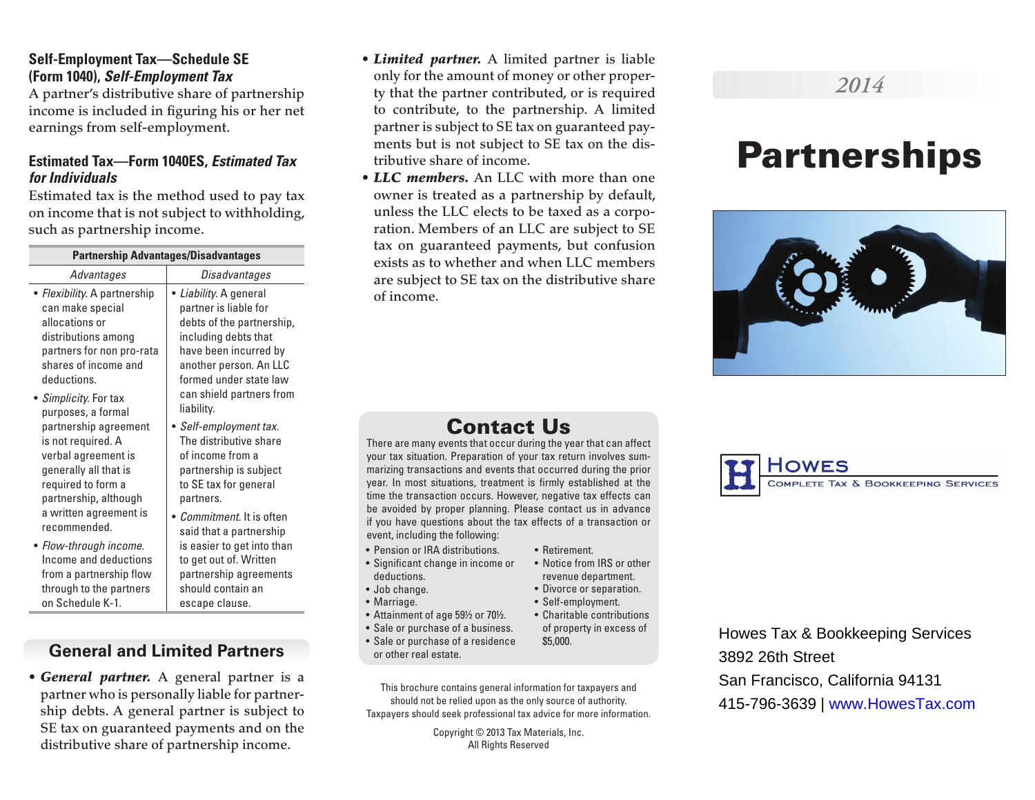### Self-Employment Tax—Schedule SE (Form 1040), *Self-Employment Tax*

A partner's distributive share of partnership income is included in figuring his or her net earnings from self-employment.

### Estimated Tax—Form 1040ES, *Estimated Tax for Individuals*

Estimated tax is the method used to pay tax on income that is not subject to withholding, such as partnership income.

| Partnership Advantages/Disadvantages | |
|---|---|
| *Advantages* | *Disadvantages* |
| • *Flexibility.* A partnership can make special allocations or distributions among partners for non pro-rata shares of income and deductions. | • *Liability.* A general partner is liable for debts of the partnership, including debts that have been incurred by another person. An LLC formed under state law can shield partners from liability. |
| • *Simplicity.* For tax purposes, a formal partnership agreement is not required. A verbal agreement is generally all that is required to form a partnership, although a written agreement is recommended. | • *Self-employment tax.* The distributive share of income from a partnership is subject to SE tax for general partners. |
| • *Flow-through income.* Income and deductions from a partnership flow through to the partners on Schedule K-1. | • *Commitment.* It is often said that a partnership is easier to get into than to get out of. Written partnership agreements should contain an escape clause. |

## General and Limited Partners

- ***General partner.*** A general partner is a partner who is personally liable for partnership debts. A general partner is subject to SE tax on guaranteed payments and on the distributive share of partnership income.
- ***Limited partner.*** A limited partner is liable only for the amount of money or other property that the partner contributed, or is required to contribute, to the partnership. A limited partner is subject to SE tax on guaranteed payments but is not subject to SE tax on the distributive share of income.
- ***LLC members.*** An LLC with more than one owner is treated as a partnership by default, unless the LLC elects to be taxed as a corporation. Members of an LLC are subject to SE tax on guaranteed payments, but confusion exists as to whether and when LLC members are subject to SE tax on the distributive share of income.

## Contact Us

There are many events that occur during the year that can affect your tax situation. Preparation of your tax return involves summarizing transactions and events that occurred during the prior year. In most situations, treatment is firmly established at the time the transaction occurs. However, negative tax effects can be avoided by proper planning. Please contact us in advance if you have questions about the tax effects of a transaction or event, including the following:

- Pension or IRA distributions.
- Significant change in income or deductions.
- Job change.
- Marriage.
- Attainment of age 59½ or 70½.
- Sale or purchase of a business.
- Sale or purchase of a residence or other real estate.
- Retirement.
- Notice from IRS or other revenue department.
- Divorce or separation.
- Self-employment.
- Charitable contributions of property in excess of $5,000.

This brochure contains general information for taxpayers and should not be relied upon as the only source of authority. Taxpayers should seek professional tax advice for more information.

Copyright © 2013 Tax Materials, Inc.
All Rights Reserved

*2014*

# Partnerships

**Howes**
Complete Tax & Bookkeeping Services

Howes Tax & Bookkeeping Services
3892 26th Street
San Francisco, California 94131
415-796-3639 | www.HowesTax.com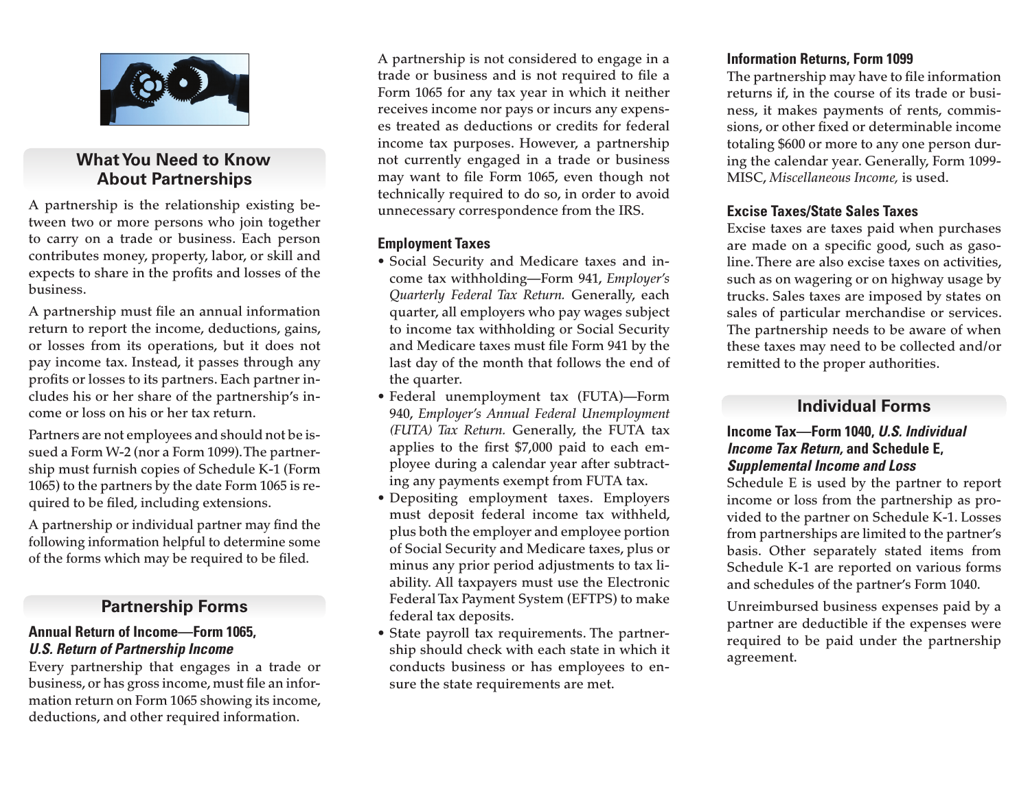## What You Need to Know About Partnerships

A partnership is the relationship existing between two or more persons who join together to carry on a trade or business. Each person contributes money, property, labor, or skill and expects to share in the profits and losses of the business.

A partnership must file an annual information return to report the income, deductions, gains, or losses from its operations, but it does not pay income tax. Instead, it passes through any profits or losses to its partners. Each partner includes his or her share of the partnership's income or loss on his or her tax return.

Partners are not employees and should not be issued a Form W-2 (nor a Form 1099). The partnership must furnish copies of Schedule K-1 (Form 1065) to the partners by the date Form 1065 is required to be filed, including extensions.

A partnership or individual partner may find the following information helpful to determine some of the forms which may be required to be filed.

## Partnership Forms

### Annual Return of Income—Form 1065, *U.S. Return of Partnership Income*

Every partnership that engages in a trade or business, or has gross income, must file an information return on Form 1065 showing its income, deductions, and other required information.

A partnership is not considered to engage in a trade or business and is not required to file a Form 1065 for any tax year in which it neither receives income nor pays or incurs any expenses treated as deductions or credits for federal income tax purposes. However, a partnership not currently engaged in a trade or business may want to file Form 1065, even though not technically required to do so, in order to avoid unnecessary correspondence from the IRS.

### Employment Taxes

- Social Security and Medicare taxes and income tax withholding—Form 941, *Employer's Quarterly Federal Tax Return.* Generally, each quarter, all employers who pay wages subject to income tax withholding or Social Security and Medicare taxes must file Form 941 by the last day of the month that follows the end of the quarter.
- Federal unemployment tax (FUTA)—Form 940, *Employer's Annual Federal Unemployment (FUTA) Tax Return.* Generally, the FUTA tax applies to the first $7,000 paid to each employee during a calendar year after subtracting any payments exempt from FUTA tax.
- Depositing employment taxes. Employers must deposit federal income tax withheld, plus both the employer and employee portion of Social Security and Medicare taxes, plus or minus any prior period adjustments to tax liability. All taxpayers must use the Electronic Federal Tax Payment System (EFTPS) to make federal tax deposits.
- State payroll tax requirements. The partnership should check with each state in which it conducts business or has employees to ensure the state requirements are met.

### Information Returns, Form 1099

The partnership may have to file information returns if, in the course of its trade or business, it makes payments of rents, commissions, or other fixed or determinable income totaling $600 or more to any one person during the calendar year. Generally, Form 1099-MISC, *Miscellaneous Income,* is used.

### Excise Taxes/State Sales Taxes

Excise taxes are taxes paid when purchases are made on a specific good, such as gasoline. There are also excise taxes on activities, such as on wagering or on highway usage by trucks. Sales taxes are imposed by states on sales of particular merchandise or services. The partnership needs to be aware of when these taxes may need to be collected and/or remitted to the proper authorities.

## Individual Forms

### Income Tax—Form 1040, *U.S. Individual Income Tax Return,* and Schedule E, *Supplemental Income and Loss*

Schedule E is used by the partner to report income or loss from the partnership as provided to the partner on Schedule K-1. Losses from partnerships are limited to the partner's basis. Other separately stated items from Schedule K-1 are reported on various forms and schedules of the partner's Form 1040.

Unreimbursed business expenses paid by a partner are deductible if the expenses were required to be paid under the partnership agreement.